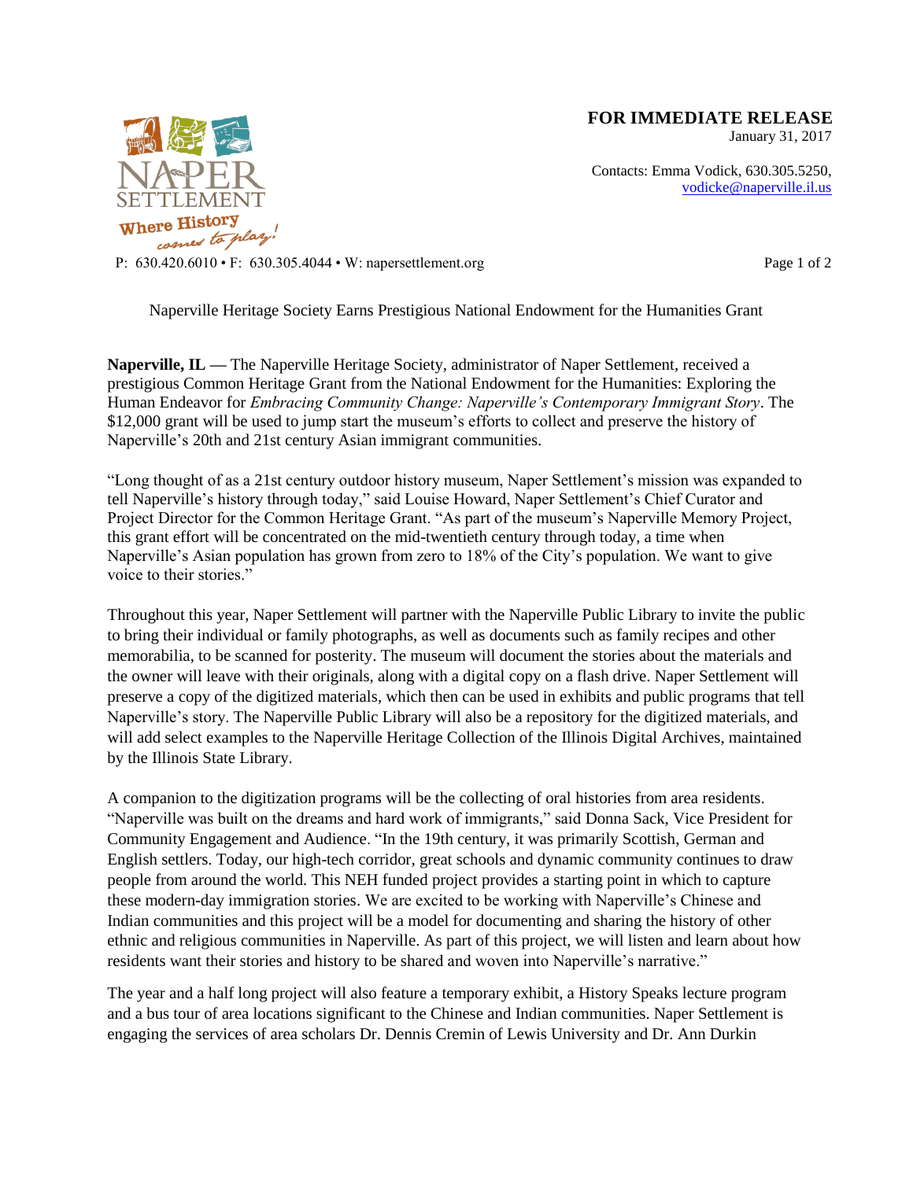**FOR IMMEDIATE RELEASE**
January 31, 2017

Contacts: Emma Vodick, 630.305.5250, vodicke@naperville.il.us

NAPER SETTLEMENT
Where History comes to play!

P: 630.420.6010 • F: 630.305.4044 • W: napersettlement.org

Naperville Heritage Society Earns Prestigious National Endowment for the Humanities Grant

**Naperville, IL —** The Naperville Heritage Society, administrator of Naper Settlement, received a prestigious Common Heritage Grant from the National Endowment for the Humanities: Exploring the Human Endeavor for *Embracing Community Change: Naperville's Contemporary Immigrant Story*. The $12,000 grant will be used to jump start the museum's efforts to collect and preserve the history of Naperville's 20th and 21st century Asian immigrant communities.

"Long thought of as a 21st century outdoor history museum, Naper Settlement's mission was expanded to tell Naperville's history through today," said Louise Howard, Naper Settlement's Chief Curator and Project Director for the Common Heritage Grant. "As part of the museum's Naperville Memory Project, this grant effort will be concentrated on the mid-twentieth century through today, a time when Naperville's Asian population has grown from zero to 18% of the City's population. We want to give voice to their stories."

Throughout this year, Naper Settlement will partner with the Naperville Public Library to invite the public to bring their individual or family photographs, as well as documents such as family recipes and other memorabilia, to be scanned for posterity. The museum will document the stories about the materials and the owner will leave with their originals, along with a digital copy on a flash drive. Naper Settlement will preserve a copy of the digitized materials, which then can be used in exhibits and public programs that tell Naperville's story. The Naperville Public Library will also be a repository for the digitized materials, and will add select examples to the Naperville Heritage Collection of the Illinois Digital Archives, maintained by the Illinois State Library.

A companion to the digitization programs will be the collecting of oral histories from area residents. "Naperville was built on the dreams and hard work of immigrants," said Donna Sack, Vice President for Community Engagement and Audience. "In the 19th century, it was primarily Scottish, German and English settlers. Today, our high-tech corridor, great schools and dynamic community continues to draw people from around the world. This NEH funded project provides a starting point in which to capture these modern-day immigration stories. We are excited to be working with Naperville's Chinese and Indian communities and this project will be a model for documenting and sharing the history of other ethnic and religious communities in Naperville. As part of this project, we will listen and learn about how residents want their stories and history to be shared and woven into Naperville's narrative."

The year and a half long project will also feature a temporary exhibit, a History Speaks lecture program and a bus tour of area locations significant to the Chinese and Indian communities. Naper Settlement is engaging the services of area scholars Dr. Dennis Cremin of Lewis University and Dr. Ann Durkin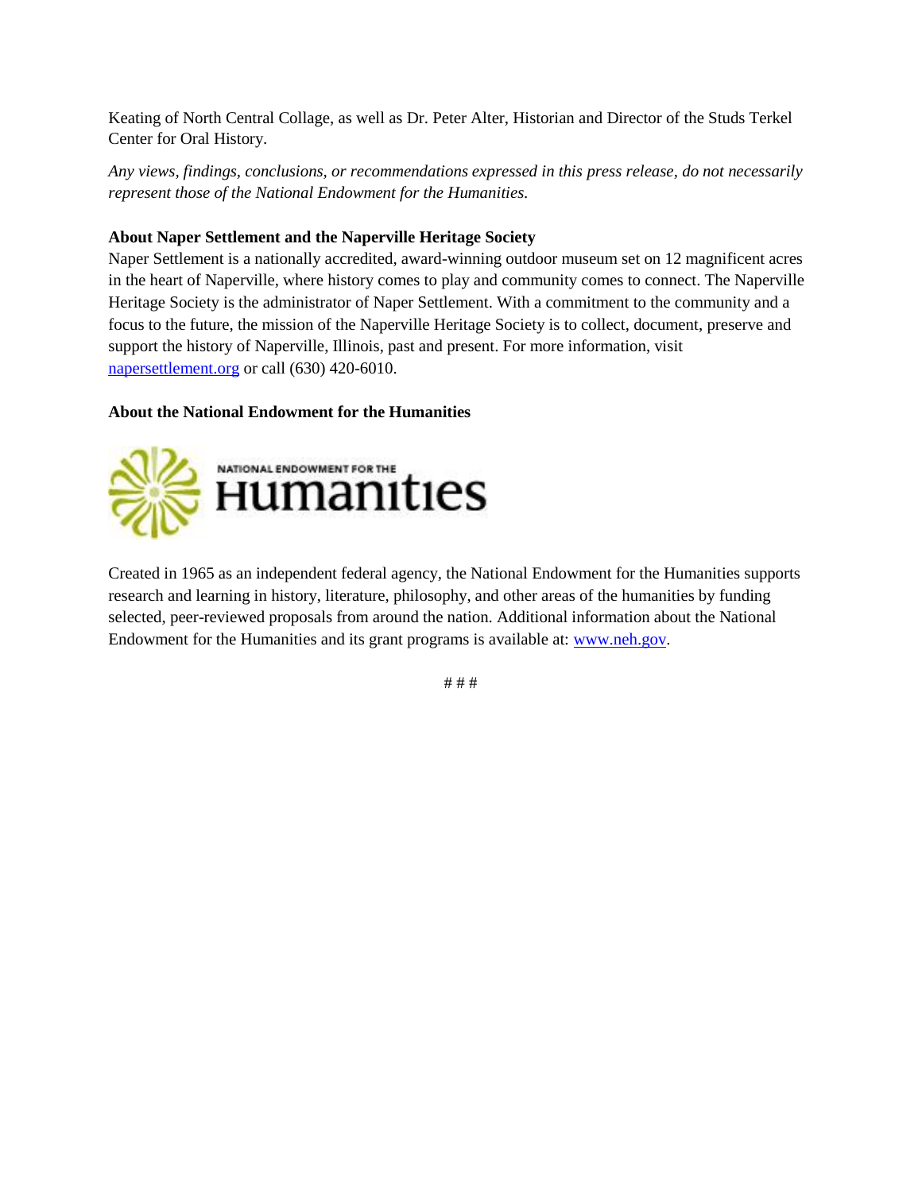Keating of North Central Collage, as well as Dr. Peter Alter, Historian and Director of the Studs Terkel Center for Oral History.

*Any views, findings, conclusions, or recommendations expressed in this press release, do not necessarily represent those of the National Endowment for the Humanities.*

**About Naper Settlement and the Naperville Heritage Society**

Naper Settlement is a nationally accredited, award-winning outdoor museum set on 12 magnificent acres in the heart of Naperville, where history comes to play and community comes to connect. The Naperville Heritage Society is the administrator of Naper Settlement. With a commitment to the community and a focus to the future, the mission of the Naperville Heritage Society is to collect, document, preserve and support the history of Naperville, Illinois, past and present. For more information, visit napersettlement.org or call (630) 420-6010.

**About the National Endowment for the Humanities**

NATIONAL ENDOWMENT FOR THE
Humanities

Created in 1965 as an independent federal agency, the National Endowment for the Humanities supports research and learning in history, literature, philosophy, and other areas of the humanities by funding selected, peer-reviewed proposals from around the nation. Additional information about the National Endowment for the Humanities and its grant programs is available at: www.neh.gov.

# # #